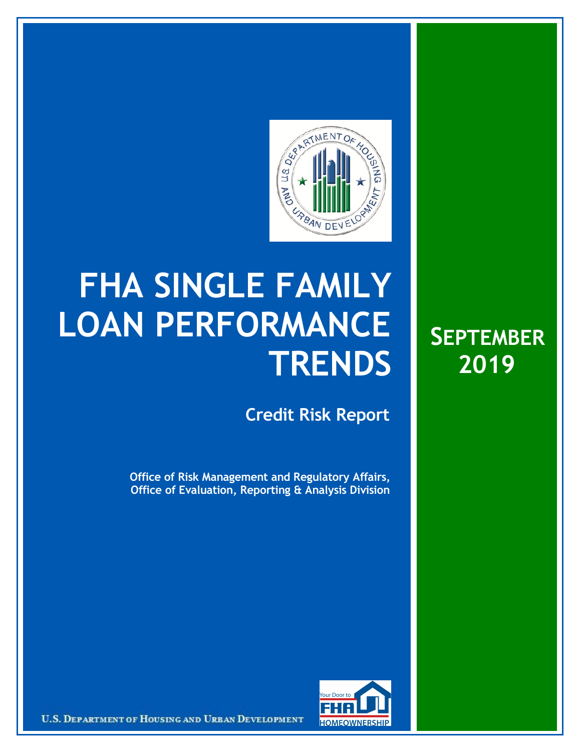# FHA SINGLE FAMILY LOAN PERFORMANCE TRENDS

## Credit Risk Report

**Office of Risk Management and Regulatory Affairs, Office of Evaluation, Reporting & Analysis Division**

**SEPTEMBER 2019**

U.S. DEPARTMENT OF HOUSING AND URBAN DEVELOPMENT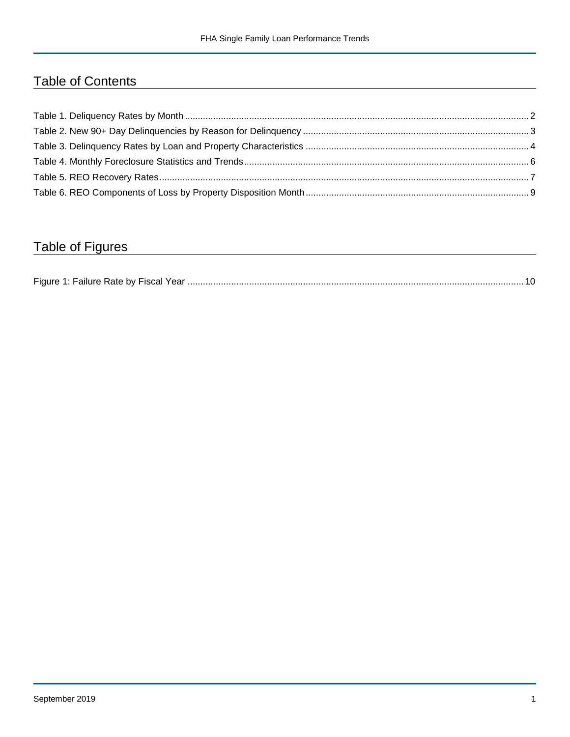# Table of Contents

Table 1. Deliquency Rates by Month ..................................................... 2
Table 2. New 90+ Day Delinquencies by Reason for Delinquency ..................................................... 3
Table 3. Delinquency Rates by Loan and Property Characteristics ..................................................... 4
Table 4. Monthly Foreclosure Statistics and Trends ..................................................... 6
Table 5. REO Recovery Rates ..................................................... 7
Table 6. REO Components of Loss by Property Disposition Month ..................................................... 9

# Table of Figures

Figure 1: Failure Rate by Fiscal Year ..................................................... 10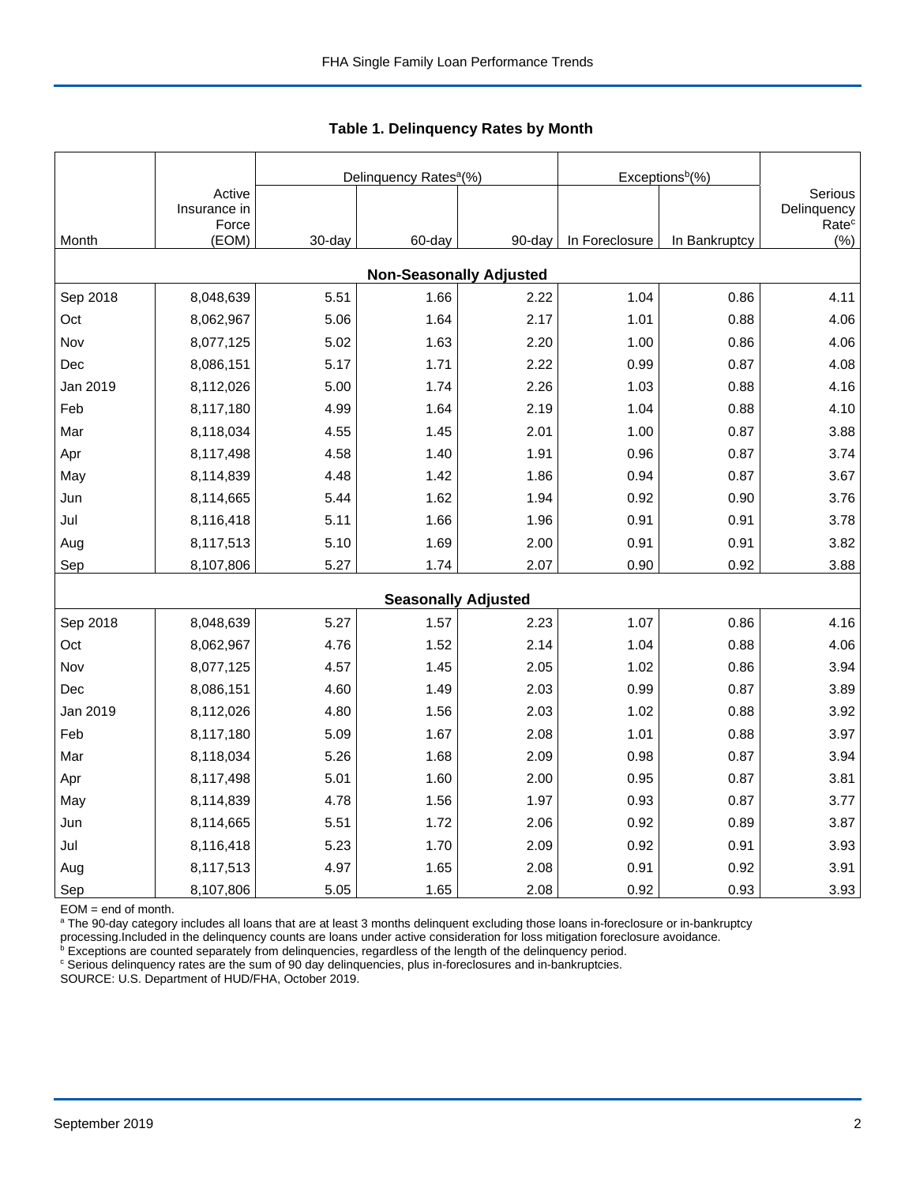## Table 1. Delinquency Rates by Month

| Month | Active Insurance in Force (EOM) | Delinquency Rates[a](%) | | | Exceptions[b](%) | | Serious Delinquency Rate[c] (%) |
|---|---|---|---|---|---|---|---|
| | | 30-day | 60-day | 90-day | In Foreclosure | In Bankruptcy | |
| **Non-Seasonally Adjusted** | | | | | | | |
| Sep 2018 | 8,048,639 | 5.51 | 1.66 | 2.22 | 1.04 | 0.86 | 4.11 |
| Oct | 8,062,967 | 5.06 | 1.64 | 2.17 | 1.01 | 0.88 | 4.06 |
| Nov | 8,077,125 | 5.02 | 1.63 | 2.20 | 1.00 | 0.86 | 4.06 |
| Dec | 8,086,151 | 5.17 | 1.71 | 2.22 | 0.99 | 0.87 | 4.08 |
| Jan 2019 | 8,112,026 | 5.00 | 1.74 | 2.26 | 1.03 | 0.88 | 4.16 |
| Feb | 8,117,180 | 4.99 | 1.64 | 2.19 | 1.04 | 0.88 | 4.10 |
| Mar | 8,118,034 | 4.55 | 1.45 | 2.01 | 1.00 | 0.87 | 3.88 |
| Apr | 8,117,498 | 4.58 | 1.40 | 1.91 | 0.96 | 0.87 | 3.74 |
| May | 8,114,839 | 4.48 | 1.42 | 1.86 | 0.94 | 0.87 | 3.67 |
| Jun | 8,114,665 | 5.44 | 1.62 | 1.94 | 0.92 | 0.90 | 3.76 |
| Jul | 8,116,418 | 5.11 | 1.66 | 1.96 | 0.91 | 0.91 | 3.78 |
| Aug | 8,117,513 | 5.10 | 1.69 | 2.00 | 0.91 | 0.91 | 3.82 |
| Sep | 8,107,806 | 5.27 | 1.74 | 2.07 | 0.90 | 0.92 | 3.88 |
| **Seasonally Adjusted** | | | | | | | |
| Sep 2018 | 8,048,639 | 5.27 | 1.57 | 2.23 | 1.07 | 0.86 | 4.16 |
| Oct | 8,062,967 | 4.76 | 1.52 | 2.14 | 1.04 | 0.88 | 4.06 |
| Nov | 8,077,125 | 4.57 | 1.45 | 2.05 | 1.02 | 0.86 | 3.94 |
| Dec | 8,086,151 | 4.60 | 1.49 | 2.03 | 0.99 | 0.87 | 3.89 |
| Jan 2019 | 8,112,026 | 4.80 | 1.56 | 2.03 | 1.02 | 0.88 | 3.92 |
| Feb | 8,117,180 | 5.09 | 1.67 | 2.08 | 1.01 | 0.88 | 3.97 |
| Mar | 8,118,034 | 5.26 | 1.68 | 2.09 | 0.98 | 0.87 | 3.94 |
| Apr | 8,117,498 | 5.01 | 1.60 | 2.00 | 0.95 | 0.87 | 3.81 |
| May | 8,114,839 | 4.78 | 1.56 | 1.97 | 0.93 | 0.87 | 3.77 |
| Jun | 8,114,665 | 5.51 | 1.72 | 2.06 | 0.92 | 0.89 | 3.87 |
| Jul | 8,116,418 | 5.23 | 1.70 | 2.09 | 0.92 | 0.91 | 3.93 |
| Aug | 8,117,513 | 4.97 | 1.65 | 2.08 | 0.91 | 0.92 | 3.91 |
| Sep | 8,107,806 | 5.05 | 1.65 | 2.08 | 0.92 | 0.93 | 3.93 |

EOM = end of month.

[a] The 90-day category includes all loans that are at least 3 months delinquent excluding those loans in-foreclosure or in-bankruptcy processing.Included in the delinquency counts are loans under active consideration for loss mitigation foreclosure avoidance.

[b] Exceptions are counted separately from delinquencies, regardless of the length of the delinquency period.

[c] Serious delinquency rates are the sum of 90 day delinquencies, plus in-foreclosures and in-bankruptcies.

SOURCE: U.S. Department of HUD/FHA, October 2019.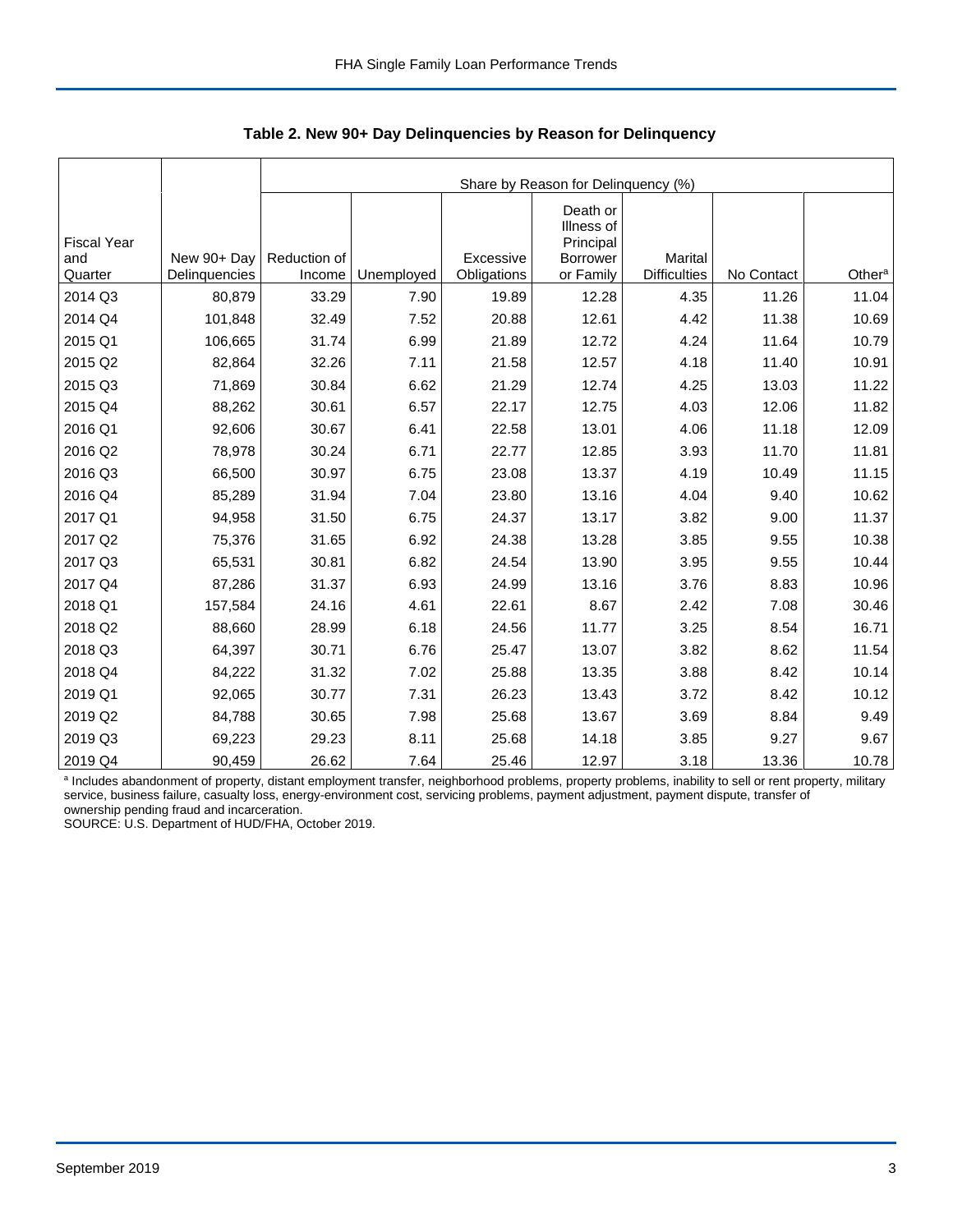**Table 2. New 90+ Day Delinquencies by Reason for Delinquency**

| | | Share by Reason for Delinquency (%) | | | | | | |
|---|---|---|---|---|---|---|---|---|
| Fiscal Year and Quarter | New 90+ Day Delinquencies | Reduction of Income | Unemployed | Excessive Obligations | Death or Illness of Principal Borrower or Family | Marital Difficulties | No Contact | Other[a] |
| 2014 Q3 | 80,879 | 33.29 | 7.90 | 19.89 | 12.28 | 4.35 | 11.26 | 11.04 |
| 2014 Q4 | 101,848 | 32.49 | 7.52 | 20.88 | 12.61 | 4.42 | 11.38 | 10.69 |
| 2015 Q1 | 106,665 | 31.74 | 6.99 | 21.89 | 12.72 | 4.24 | 11.64 | 10.79 |
| 2015 Q2 | 82,864 | 32.26 | 7.11 | 21.58 | 12.57 | 4.18 | 11.40 | 10.91 |
| 2015 Q3 | 71,869 | 30.84 | 6.62 | 21.29 | 12.74 | 4.25 | 13.03 | 11.22 |
| 2015 Q4 | 88,262 | 30.61 | 6.57 | 22.17 | 12.75 | 4.03 | 12.06 | 11.82 |
| 2016 Q1 | 92,606 | 30.67 | 6.41 | 22.58 | 13.01 | 4.06 | 11.18 | 12.09 |
| 2016 Q2 | 78,978 | 30.24 | 6.71 | 22.77 | 12.85 | 3.93 | 11.70 | 11.81 |
| 2016 Q3 | 66,500 | 30.97 | 6.75 | 23.08 | 13.37 | 4.19 | 10.49 | 11.15 |
| 2016 Q4 | 85,289 | 31.94 | 7.04 | 23.80 | 13.16 | 4.04 | 9.40 | 10.62 |
| 2017 Q1 | 94,958 | 31.50 | 6.75 | 24.37 | 13.17 | 3.82 | 9.00 | 11.37 |
| 2017 Q2 | 75,376 | 31.65 | 6.92 | 24.38 | 13.28 | 3.85 | 9.55 | 10.38 |
| 2017 Q3 | 65,531 | 30.81 | 6.82 | 24.54 | 13.90 | 3.95 | 9.55 | 10.44 |
| 2017 Q4 | 87,286 | 31.37 | 6.93 | 24.99 | 13.16 | 3.76 | 8.83 | 10.96 |
| 2018 Q1 | 157,584 | 24.16 | 4.61 | 22.61 | 8.67 | 2.42 | 7.08 | 30.46 |
| 2018 Q2 | 88,660 | 28.99 | 6.18 | 24.56 | 11.77 | 3.25 | 8.54 | 16.71 |
| 2018 Q3 | 64,397 | 30.71 | 6.76 | 25.47 | 13.07 | 3.82 | 8.62 | 11.54 |
| 2018 Q4 | 84,222 | 31.32 | 7.02 | 25.88 | 13.35 | 3.88 | 8.42 | 10.14 |
| 2019 Q1 | 92,065 | 30.77 | 7.31 | 26.23 | 13.43 | 3.72 | 8.42 | 10.12 |
| 2019 Q2 | 84,788 | 30.65 | 7.98 | 25.68 | 13.67 | 3.69 | 8.84 | 9.49 |
| 2019 Q3 | 69,223 | 29.23 | 8.11 | 25.68 | 14.18 | 3.85 | 9.27 | 9.67 |
| 2019 Q4 | 90,459 | 26.62 | 7.64 | 25.46 | 12.97 | 3.18 | 13.36 | 10.78 |

[a] Includes abandonment of property, distant employment transfer, neighborhood problems, property problems, inability to sell or rent property, military service, business failure, casualty loss, energy-environment cost, servicing problems, payment adjustment, payment dispute, transfer of ownership pending fraud and incarceration.

SOURCE: U.S. Department of HUD/FHA, October 2019.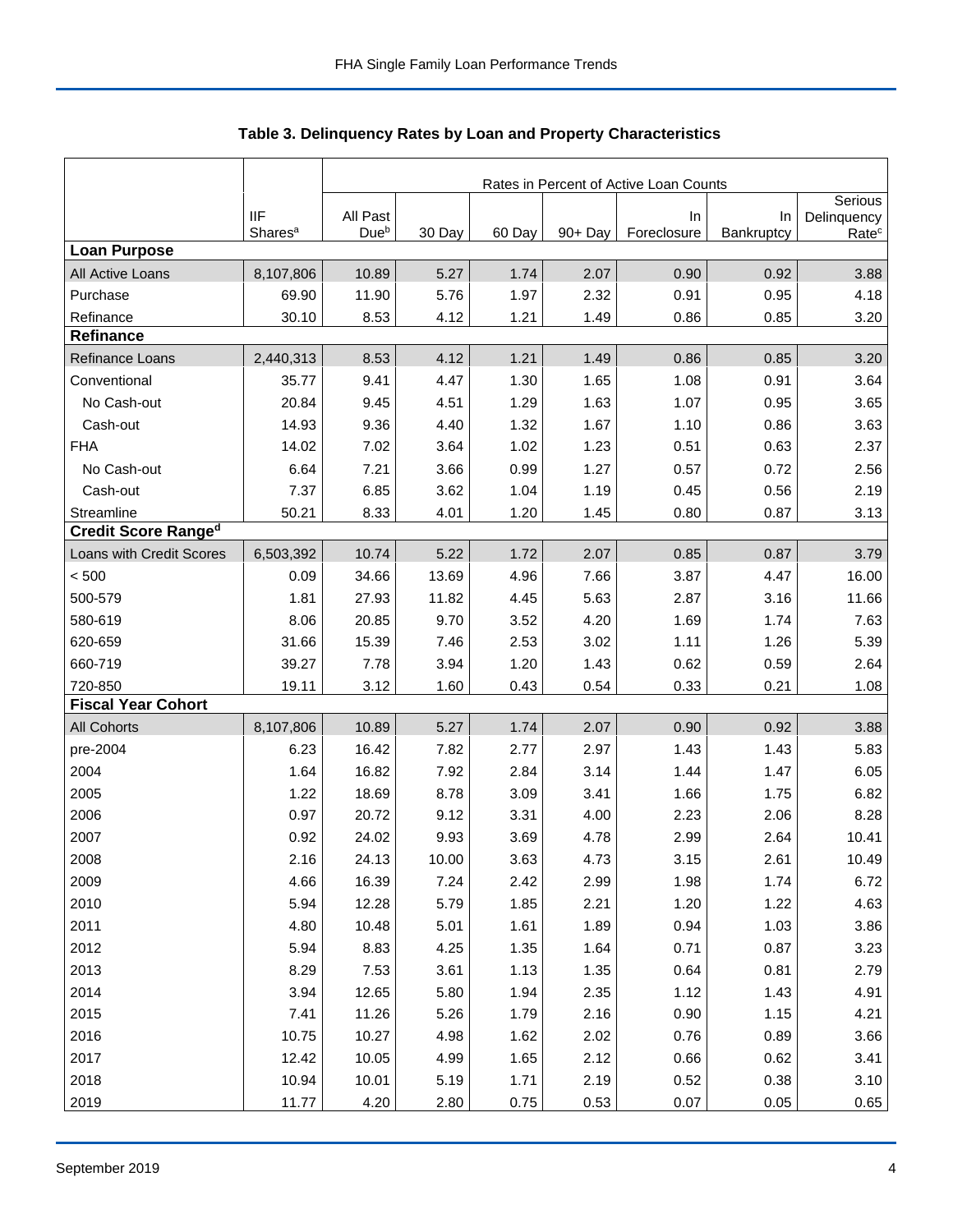**Table 3. Delinquency Rates by Loan and Property Characteristics**

| | IIF Shares[a] | Rates in Percent of Active Loan Counts | | | | | | |
|---|---|---|---|---|---|---|---|---|
| | | All Past Due[b] | 30 Day | 60 Day | 90+ Day | In Foreclosure | In Bankruptcy | Serious Delinquency Rate[c] |
| **Loan Purpose** | | | | | | | | |
| All Active Loans | 8,107,806 | 10.89 | 5.27 | 1.74 | 2.07 | 0.90 | 0.92 | 3.88 |
| Purchase | 69.90 | 11.90 | 5.76 | 1.97 | 2.32 | 0.91 | 0.95 | 4.18 |
| Refinance | 30.10 | 8.53 | 4.12 | 1.21 | 1.49 | 0.86 | 0.85 | 3.20 |
| **Refinance** | | | | | | | | |
| Refinance Loans | 2,440,313 | 8.53 | 4.12 | 1.21 | 1.49 | 0.86 | 0.85 | 3.20 |
| Conventional | 35.77 | 9.41 | 4.47 | 1.30 | 1.65 | 1.08 | 0.91 | 3.64 |
| No Cash-out | 20.84 | 9.45 | 4.51 | 1.29 | 1.63 | 1.07 | 0.95 | 3.65 |
| Cash-out | 14.93 | 9.36 | 4.40 | 1.32 | 1.67 | 1.10 | 0.86 | 3.63 |
| FHA | 14.02 | 7.02 | 3.64 | 1.02 | 1.23 | 0.51 | 0.63 | 2.37 |
| No Cash-out | 6.64 | 7.21 | 3.66 | 0.99 | 1.27 | 0.57 | 0.72 | 2.56 |
| Cash-out | 7.37 | 6.85 | 3.62 | 1.04 | 1.19 | 0.45 | 0.56 | 2.19 |
| Streamline | 50.21 | 8.33 | 4.01 | 1.20 | 1.45 | 0.80 | 0.87 | 3.13 |
| **Credit Score Range[d]** | | | | | | | | |
| Loans with Credit Scores | 6,503,392 | 10.74 | 5.22 | 1.72 | 2.07 | 0.85 | 0.87 | 3.79 |
| < 500 | 0.09 | 34.66 | 13.69 | 4.96 | 7.66 | 3.87 | 4.47 | 16.00 |
| 500-579 | 1.81 | 27.93 | 11.82 | 4.45 | 5.63 | 2.87 | 3.16 | 11.66 |
| 580-619 | 8.06 | 20.85 | 9.70 | 3.52 | 4.20 | 1.69 | 1.74 | 7.63 |
| 620-659 | 31.66 | 15.39 | 7.46 | 2.53 | 3.02 | 1.11 | 1.26 | 5.39 |
| 660-719 | 39.27 | 7.78 | 3.94 | 1.20 | 1.43 | 0.62 | 0.59 | 2.64 |
| 720-850 | 19.11 | 3.12 | 1.60 | 0.43 | 0.54 | 0.33 | 0.21 | 1.08 |
| **Fiscal Year Cohort** | | | | | | | | |
| All Cohorts | 8,107,806 | 10.89 | 5.27 | 1.74 | 2.07 | 0.90 | 0.92 | 3.88 |
| pre-2004 | 6.23 | 16.42 | 7.82 | 2.77 | 2.97 | 1.43 | 1.43 | 5.83 |
| 2004 | 1.64 | 16.82 | 7.92 | 2.84 | 3.14 | 1.44 | 1.47 | 6.05 |
| 2005 | 1.22 | 18.69 | 8.78 | 3.09 | 3.41 | 1.66 | 1.75 | 6.82 |
| 2006 | 0.97 | 20.72 | 9.12 | 3.31 | 4.00 | 2.23 | 2.06 | 8.28 |
| 2007 | 0.92 | 24.02 | 9.93 | 3.69 | 4.78 | 2.99 | 2.64 | 10.41 |
| 2008 | 2.16 | 24.13 | 10.00 | 3.63 | 4.73 | 3.15 | 2.61 | 10.49 |
| 2009 | 4.66 | 16.39 | 7.24 | 2.42 | 2.99 | 1.98 | 1.74 | 6.72 |
| 2010 | 5.94 | 12.28 | 5.79 | 1.85 | 2.21 | 1.20 | 1.22 | 4.63 |
| 2011 | 4.80 | 10.48 | 5.01 | 1.61 | 1.89 | 0.94 | 1.03 | 3.86 |
| 2012 | 5.94 | 8.83 | 4.25 | 1.35 | 1.64 | 0.71 | 0.87 | 3.23 |
| 2013 | 8.29 | 7.53 | 3.61 | 1.13 | 1.35 | 0.64 | 0.81 | 2.79 |
| 2014 | 3.94 | 12.65 | 5.80 | 1.94 | 2.35 | 1.12 | 1.43 | 4.91 |
| 2015 | 7.41 | 11.26 | 5.26 | 1.79 | 2.16 | 0.90 | 1.15 | 4.21 |
| 2016 | 10.75 | 10.27 | 4.98 | 1.62 | 2.02 | 0.76 | 0.89 | 3.66 |
| 2017 | 12.42 | 10.05 | 4.99 | 1.65 | 2.12 | 0.66 | 0.62 | 3.41 |
| 2018 | 10.94 | 10.01 | 5.19 | 1.71 | 2.19 | 0.52 | 0.38 | 3.10 |
| 2019 | 11.77 | 4.20 | 2.80 | 0.75 | 0.53 | 0.07 | 0.05 | 0.65 |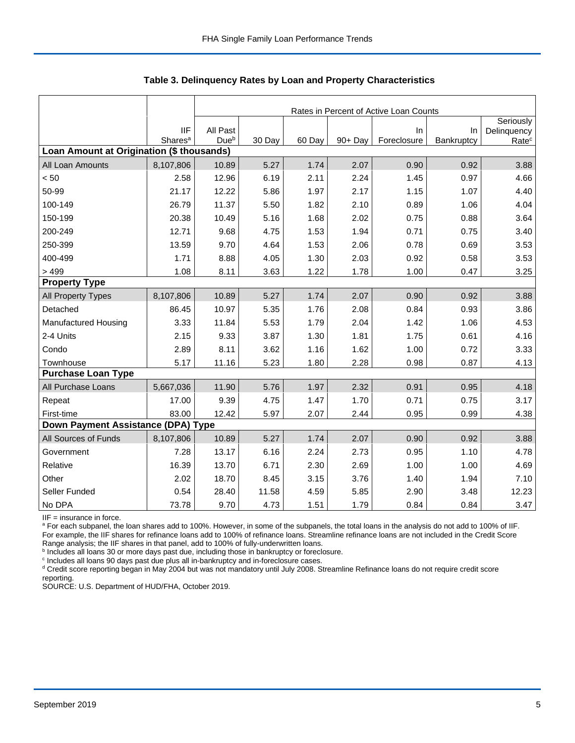### Table 3. Delinquency Rates by Loan and Property Characteristics

| | IIF Shares[a] | Rates in Percent of Active Loan Counts | | | | | | |
|---|---|---|---|---|---|---|---|---|
| | | All Past Due[b] | 30 Day | 60 Day | 90+ Day | In Foreclosure | In Bankruptcy | Seriously Delinquency Rate[c] |
| **Loan Amount at Origination ($ thousands)** | | | | | | | | |
| All Loan Amounts | 8,107,806 | 10.89 | 5.27 | 1.74 | 2.07 | 0.90 | 0.92 | 3.88 |
| < 50 | 2.58 | 12.96 | 6.19 | 2.11 | 2.24 | 1.45 | 0.97 | 4.66 |
| 50-99 | 21.17 | 12.22 | 5.86 | 1.97 | 2.17 | 1.15 | 1.07 | 4.40 |
| 100-149 | 26.79 | 11.37 | 5.50 | 1.82 | 2.10 | 0.89 | 1.06 | 4.04 |
| 150-199 | 20.38 | 10.49 | 5.16 | 1.68 | 2.02 | 0.75 | 0.88 | 3.64 |
| 200-249 | 12.71 | 9.68 | 4.75 | 1.53 | 1.94 | 0.71 | 0.75 | 3.40 |
| 250-399 | 13.59 | 9.70 | 4.64 | 1.53 | 2.06 | 0.78 | 0.69 | 3.53 |
| 400-499 | 1.71 | 8.88 | 4.05 | 1.30 | 2.03 | 0.92 | 0.58 | 3.53 |
| > 499 | 1.08 | 8.11 | 3.63 | 1.22 | 1.78 | 1.00 | 0.47 | 3.25 |
| **Property Type** | | | | | | | | |
| All Property Types | 8,107,806 | 10.89 | 5.27 | 1.74 | 2.07 | 0.90 | 0.92 | 3.88 |
| Detached | 86.45 | 10.97 | 5.35 | 1.76 | 2.08 | 0.84 | 0.93 | 3.86 |
| Manufactured Housing | 3.33 | 11.84 | 5.53 | 1.79 | 2.04 | 1.42 | 1.06 | 4.53 |
| 2-4 Units | 2.15 | 9.33 | 3.87 | 1.30 | 1.81 | 1.75 | 0.61 | 4.16 |
| Condo | 2.89 | 8.11 | 3.62 | 1.16 | 1.62 | 1.00 | 0.72 | 3.33 |
| Townhouse | 5.17 | 11.16 | 5.23 | 1.80 | 2.28 | 0.98 | 0.87 | 4.13 |
| **Purchase Loan Type** | | | | | | | | |
| All Purchase Loans | 5,667,036 | 11.90 | 5.76 | 1.97 | 2.32 | 0.91 | 0.95 | 4.18 |
| Repeat | 17.00 | 9.39 | 4.75 | 1.47 | 1.70 | 0.71 | 0.75 | 3.17 |
| First-time | 83.00 | 12.42 | 5.97 | 2.07 | 2.44 | 0.95 | 0.99 | 4.38 |
| **Down Payment Assistance (DPA) Type** | | | | | | | | |
| All Sources of Funds | 8,107,806 | 10.89 | 5.27 | 1.74 | 2.07 | 0.90 | 0.92 | 3.88 |
| Government | 7.28 | 13.17 | 6.16 | 2.24 | 2.73 | 0.95 | 1.10 | 4.78 |
| Relative | 16.39 | 13.70 | 6.71 | 2.30 | 2.69 | 1.00 | 1.00 | 4.69 |
| Other | 2.02 | 18.70 | 8.45 | 3.15 | 3.76 | 1.40 | 1.94 | 7.10 |
| Seller Funded | 0.54 | 28.40 | 11.58 | 4.59 | 5.85 | 2.90 | 3.48 | 12.23 |
| No DPA | 73.78 | 9.70 | 4.73 | 1.51 | 1.79 | 0.84 | 0.84 | 3.47 |

IIF = insurance in force.

[a] For each subpanel, the loan shares add to 100%. However, in some of the subpanels, the total loans in the analysis do not add to 100% of IIF. For example, the IIF shares for refinance loans add to 100% of refinance loans. Streamline refinance loans are not included in the Credit Score Range analysis; the IIF shares in that panel, add to 100% of fully-underwritten loans.

[b] Includes all loans 30 or more days past due, including those in bankruptcy or foreclosure.

[c] Includes all loans 90 days past due plus all in-bankruptcy and in-foreclosure cases.

[d] Credit score reporting began in May 2004 but was not mandatory until July 2008. Streamline Refinance loans do not require credit score reporting.

SOURCE: U.S. Department of HUD/FHA, October 2019.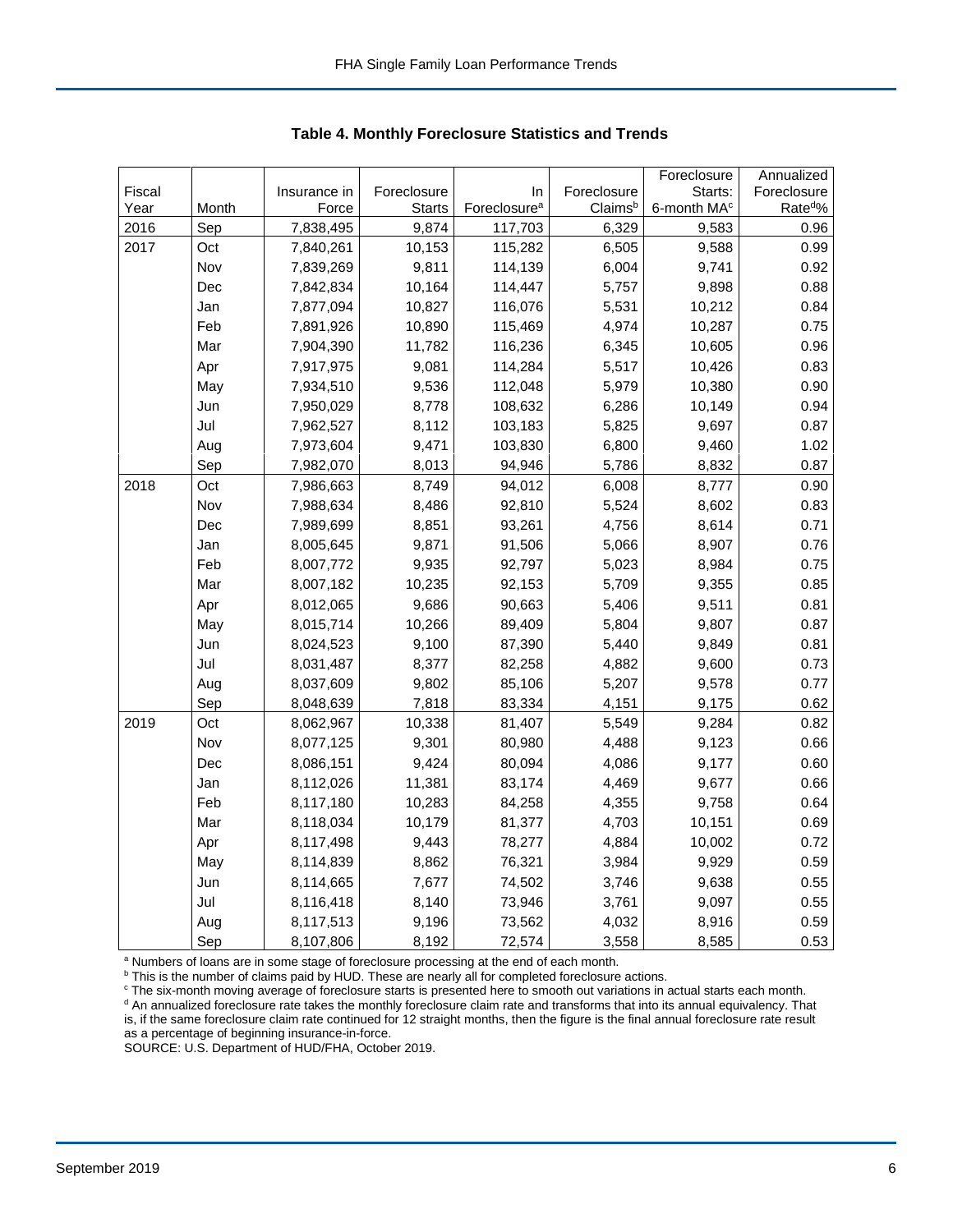## Table 4. Monthly Foreclosure Statistics and Trends

| Fiscal Year | Month | Insurance in Force | Foreclosure Starts | In Foreclosure[a] | Foreclosure Claims[b] | Foreclosure Starts: 6-month MA[c] | Annualized Foreclosure Rate[d]% |
|---|---|---|---|---|---|---|---|
| 2016 | Sep | 7,838,495 | 9,874 | 117,703 | 6,329 | 9,583 | 0.96 |
| 2017 | Oct | 7,840,261 | 10,153 | 115,282 | 6,505 | 9,588 | 0.99 |
| | Nov | 7,839,269 | 9,811 | 114,139 | 6,004 | 9,741 | 0.92 |
| | Dec | 7,842,834 | 10,164 | 114,447 | 5,757 | 9,898 | 0.88 |
| | Jan | 7,877,094 | 10,827 | 116,076 | 5,531 | 10,212 | 0.84 |
| | Feb | 7,891,926 | 10,890 | 115,469 | 4,974 | 10,287 | 0.75 |
| | Mar | 7,904,390 | 11,782 | 116,236 | 6,345 | 10,605 | 0.96 |
| | Apr | 7,917,975 | 9,081 | 114,284 | 5,517 | 10,426 | 0.83 |
| | May | 7,934,510 | 9,536 | 112,048 | 5,979 | 10,380 | 0.90 |
| | Jun | 7,950,029 | 8,778 | 108,632 | 6,286 | 10,149 | 0.94 |
| | Jul | 7,962,527 | 8,112 | 103,183 | 5,825 | 9,697 | 0.87 |
| | Aug | 7,973,604 | 9,471 | 103,830 | 6,800 | 9,460 | 1.02 |
| | Sep | 7,982,070 | 8,013 | 94,946 | 5,786 | 8,832 | 0.87 |
| 2018 | Oct | 7,986,663 | 8,749 | 94,012 | 6,008 | 8,777 | 0.90 |
| | Nov | 7,988,634 | 8,486 | 92,810 | 5,524 | 8,602 | 0.83 |
| | Dec | 7,989,699 | 8,851 | 93,261 | 4,756 | 8,614 | 0.71 |
| | Jan | 8,005,645 | 9,871 | 91,506 | 5,066 | 8,907 | 0.76 |
| | Feb | 8,007,772 | 9,935 | 92,797 | 5,023 | 8,984 | 0.75 |
| | Mar | 8,007,182 | 10,235 | 92,153 | 5,709 | 9,355 | 0.85 |
| | Apr | 8,012,065 | 9,686 | 90,663 | 5,406 | 9,511 | 0.81 |
| | May | 8,015,714 | 10,266 | 89,409 | 5,804 | 9,807 | 0.87 |
| | Jun | 8,024,523 | 9,100 | 87,390 | 5,440 | 9,849 | 0.81 |
| | Jul | 8,031,487 | 8,377 | 82,258 | 4,882 | 9,600 | 0.73 |
| | Aug | 8,037,609 | 9,802 | 85,106 | 5,207 | 9,578 | 0.77 |
| | Sep | 8,048,639 | 7,818 | 83,334 | 4,151 | 9,175 | 0.62 |
| 2019 | Oct | 8,062,967 | 10,338 | 81,407 | 5,549 | 9,284 | 0.82 |
| | Nov | 8,077,125 | 9,301 | 80,980 | 4,488 | 9,123 | 0.66 |
| | Dec | 8,086,151 | 9,424 | 80,094 | 4,086 | 9,177 | 0.60 |
| | Jan | 8,112,026 | 11,381 | 83,174 | 4,469 | 9,677 | 0.66 |
| | Feb | 8,117,180 | 10,283 | 84,258 | 4,355 | 9,758 | 0.64 |
| | Mar | 8,118,034 | 10,179 | 81,377 | 4,703 | 10,151 | 0.69 |
| | Apr | 8,117,498 | 9,443 | 78,277 | 4,884 | 10,002 | 0.72 |
| | May | 8,114,839 | 8,862 | 76,321 | 3,984 | 9,929 | 0.59 |
| | Jun | 8,114,665 | 7,677 | 74,502 | 3,746 | 9,638 | 0.55 |
| | Jul | 8,116,418 | 8,140 | 73,946 | 3,761 | 9,097 | 0.55 |
| | Aug | 8,117,513 | 9,196 | 73,562 | 4,032 | 8,916 | 0.59 |
| | Sep | 8,107,806 | 8,192 | 72,574 | 3,558 | 8,585 | 0.53 |

[a] Numbers of loans are in some stage of foreclosure processing at the end of each month.

[b] This is the number of claims paid by HUD. These are nearly all for completed foreclosure actions.

[c] The six-month moving average of foreclosure starts is presented here to smooth out variations in actual starts each month.

[d] An annualized foreclosure rate takes the monthly foreclosure claim rate and transforms that into its annual equivalency. That is, if the same foreclosure claim rate continued for 12 straight months, then the figure is the final annual foreclosure rate result as a percentage of beginning insurance-in-force.

SOURCE: U.S. Department of HUD/FHA, October 2019.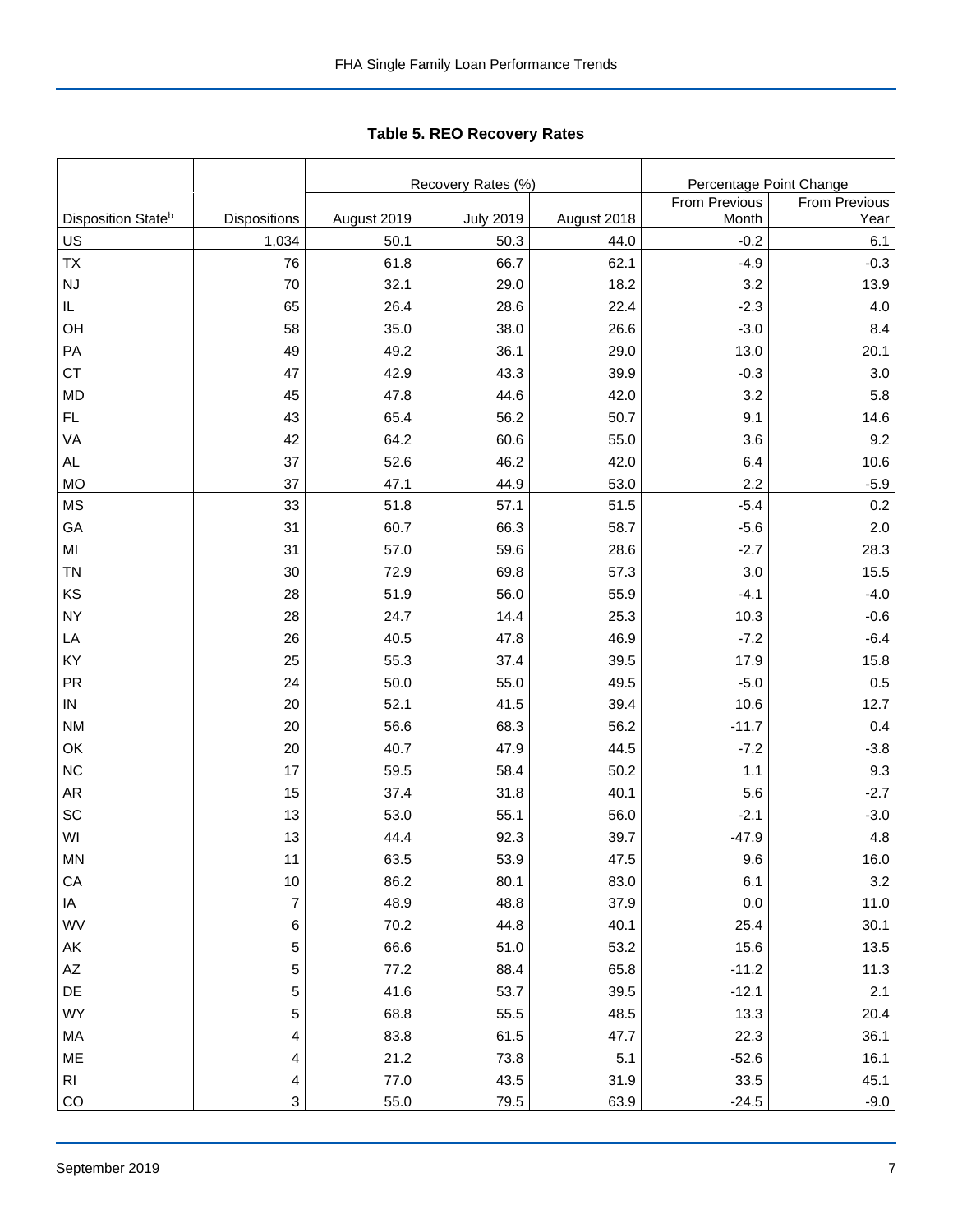## Table 5. REO Recovery Rates

| Disposition State[b] | Dispositions | Recovery Rates (%) | | | Percentage Point Change | |
|---|---|---|---|---|---|---|
| | | August 2019 | July 2019 | August 2018 | From Previous Month | From Previous Year |
| US | 1,034 | 50.1 | 50.3 | 44.0 | -0.2 | 6.1 |
| TX | 76 | 61.8 | 66.7 | 62.1 | -4.9 | -0.3 |
| NJ | 70 | 32.1 | 29.0 | 18.2 | 3.2 | 13.9 |
| IL | 65 | 26.4 | 28.6 | 22.4 | -2.3 | 4.0 |
| OH | 58 | 35.0 | 38.0 | 26.6 | -3.0 | 8.4 |
| PA | 49 | 49.2 | 36.1 | 29.0 | 13.0 | 20.1 |
| CT | 47 | 42.9 | 43.3 | 39.9 | -0.3 | 3.0 |
| MD | 45 | 47.8 | 44.6 | 42.0 | 3.2 | 5.8 |
| FL | 43 | 65.4 | 56.2 | 50.7 | 9.1 | 14.6 |
| VA | 42 | 64.2 | 60.6 | 55.0 | 3.6 | 9.2 |
| AL | 37 | 52.6 | 46.2 | 42.0 | 6.4 | 10.6 |
| MO | 37 | 47.1 | 44.9 | 53.0 | 2.2 | -5.9 |
| MS | 33 | 51.8 | 57.1 | 51.5 | -5.4 | 0.2 |
| GA | 31 | 60.7 | 66.3 | 58.7 | -5.6 | 2.0 |
| MI | 31 | 57.0 | 59.6 | 28.6 | -2.7 | 28.3 |
| TN | 30 | 72.9 | 69.8 | 57.3 | 3.0 | 15.5 |
| KS | 28 | 51.9 | 56.0 | 55.9 | -4.1 | -4.0 |
| NY | 28 | 24.7 | 14.4 | 25.3 | 10.3 | -0.6 |
| LA | 26 | 40.5 | 47.8 | 46.9 | -7.2 | -6.4 |
| KY | 25 | 55.3 | 37.4 | 39.5 | 17.9 | 15.8 |
| PR | 24 | 50.0 | 55.0 | 49.5 | -5.0 | 0.5 |
| IN | 20 | 52.1 | 41.5 | 39.4 | 10.6 | 12.7 |
| NM | 20 | 56.6 | 68.3 | 56.2 | -11.7 | 0.4 |
| OK | 20 | 40.7 | 47.9 | 44.5 | -7.2 | -3.8 |
| NC | 17 | 59.5 | 58.4 | 50.2 | 1.1 | 9.3 |
| AR | 15 | 37.4 | 31.8 | 40.1 | 5.6 | -2.7 |
| SC | 13 | 53.0 | 55.1 | 56.0 | -2.1 | -3.0 |
| WI | 13 | 44.4 | 92.3 | 39.7 | -47.9 | 4.8 |
| MN | 11 | 63.5 | 53.9 | 47.5 | 9.6 | 16.0 |
| CA | 10 | 86.2 | 80.1 | 83.0 | 6.1 | 3.2 |
| IA | 7 | 48.9 | 48.8 | 37.9 | 0.0 | 11.0 |
| WV | 6 | 70.2 | 44.8 | 40.1 | 25.4 | 30.1 |
| AK | 5 | 66.6 | 51.0 | 53.2 | 15.6 | 13.5 |
| AZ | 5 | 77.2 | 88.4 | 65.8 | -11.2 | 11.3 |
| DE | 5 | 41.6 | 53.7 | 39.5 | -12.1 | 2.1 |
| WY | 5 | 68.8 | 55.5 | 48.5 | 13.3 | 20.4 |
| MA | 4 | 83.8 | 61.5 | 47.7 | 22.3 | 36.1 |
| ME | 4 | 21.2 | 73.8 | 5.1 | -52.6 | 16.1 |
| RI | 4 | 77.0 | 43.5 | 31.9 | 33.5 | 45.1 |
| CO | 3 | 55.0 | 79.5 | 63.9 | -24.5 | -9.0 |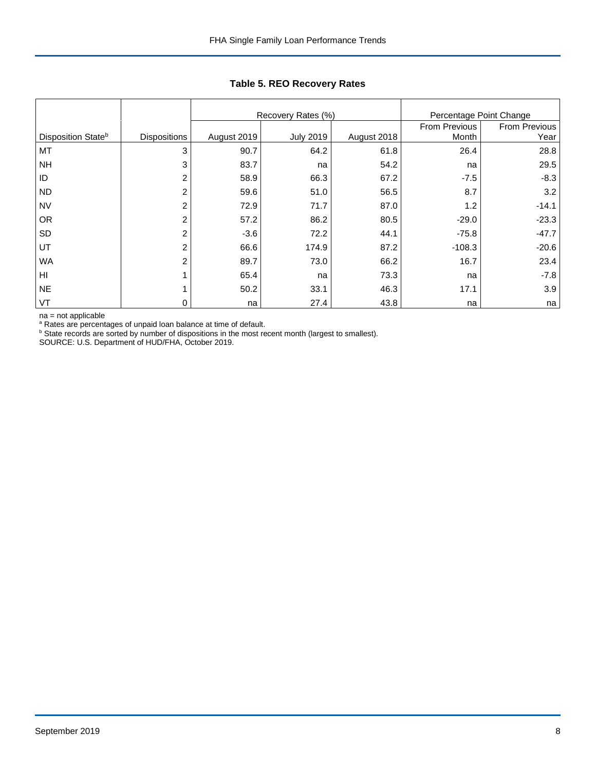**Table 5. REO Recovery Rates**

| | | Recovery Rates (%) | | | Percentage Point Change | |
|---|---|---|---|---|---|---|
| Disposition State[b] | Dispositions | August 2019 | July 2019 | August 2018 | From Previous Month | From Previous Year |
| MT | 3 | 90.7 | 64.2 | 61.8 | 26.4 | 28.8 |
| NH | 3 | 83.7 | na | 54.2 | na | 29.5 |
| ID | 2 | 58.9 | 66.3 | 67.2 | -7.5 | -8.3 |
| ND | 2 | 59.6 | 51.0 | 56.5 | 8.7 | 3.2 |
| NV | 2 | 72.9 | 71.7 | 87.0 | 1.2 | -14.1 |
| OR | 2 | 57.2 | 86.2 | 80.5 | -29.0 | -23.3 |
| SD | 2 | -3.6 | 72.2 | 44.1 | -75.8 | -47.7 |
| UT | 2 | 66.6 | 174.9 | 87.2 | -108.3 | -20.6 |
| WA | 2 | 89.7 | 73.0 | 66.2 | 16.7 | 23.4 |
| HI | 1 | 65.4 | na | 73.3 | na | -7.8 |
| NE | 1 | 50.2 | 33.1 | 46.3 | 17.1 | 3.9 |
| VT | 0 | na | 27.4 | 43.8 | na | na |

na = not applicable
[a] Rates are percentages of unpaid loan balance at time of default.
[b] State records are sorted by number of dispositions in the most recent month (largest to smallest).
SOURCE: U.S. Department of HUD/FHA, October 2019.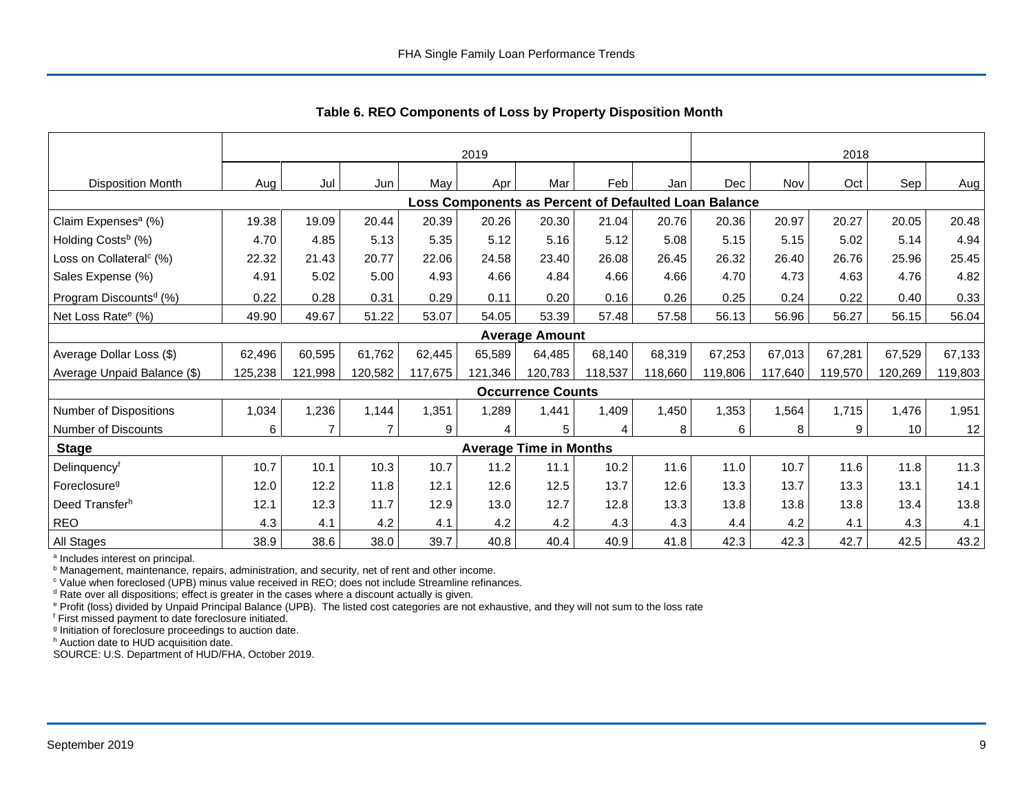### Table 6. REO Components of Loss by Property Disposition Month

| | 2019 | | | | | | | | 2018 | | | | |
|---|---|---|---|---|---|---|---|---|---|---|---|---|---|
| Disposition Month | Aug | Jul | Jun | May | Apr | Mar | Feb | Jan | Dec | Nov | Oct | Sep | Aug |
| **Loss Components as Percent of Defaulted Loan Balance** | | | | | | | | | | | | | |
| Claim Expenses[a] (%) | 19.38 | 19.09 | 20.44 | 20.39 | 20.26 | 20.30 | 21.04 | 20.76 | 20.36 | 20.97 | 20.27 | 20.05 | 20.48 |
| Holding Costs[b] (%) | 4.70 | 4.85 | 5.13 | 5.35 | 5.12 | 5.16 | 5.12 | 5.08 | 5.15 | 5.15 | 5.02 | 5.14 | 4.94 |
| Loss on Collateral[c] (%) | 22.32 | 21.43 | 20.77 | 22.06 | 24.58 | 23.40 | 26.08 | 26.45 | 26.32 | 26.40 | 26.76 | 25.96 | 25.45 |
| Sales Expense (%) | 4.91 | 5.02 | 5.00 | 4.93 | 4.66 | 4.84 | 4.66 | 4.66 | 4.70 | 4.73 | 4.63 | 4.76 | 4.82 |
| Program Discounts[d] (%) | 0.22 | 0.28 | 0.31 | 0.29 | 0.11 | 0.20 | 0.16 | 0.26 | 0.25 | 0.24 | 0.22 | 0.40 | 0.33 |
| Net Loss Rate[e] (%) | 49.90 | 49.67 | 51.22 | 53.07 | 54.05 | 53.39 | 57.48 | 57.58 | 56.13 | 56.96 | 56.27 | 56.15 | 56.04 |
| **Average Amount** | | | | | | | | | | | | | |
| Average Dollar Loss ($) | 62,496 | 60,595 | 61,762 | 62,445 | 65,589 | 64,485 | 68,140 | 68,319 | 67,253 | 67,013 | 67,281 | 67,529 | 67,133 |
| Average Unpaid Balance ($) | 125,238 | 121,998 | 120,582 | 117,675 | 121,346 | 120,783 | 118,537 | 118,660 | 119,806 | 117,640 | 119,570 | 120,269 | 119,803 |
| **Occurrence Counts** | | | | | | | | | | | | | |
| Number of Dispositions | 1,034 | 1,236 | 1,144 | 1,351 | 1,289 | 1,441 | 1,409 | 1,450 | 1,353 | 1,564 | 1,715 | 1,476 | 1,951 |
| Number of Discounts | 6 | 7 | 7 | 9 | 4 | 5 | 4 | 8 | 6 | 8 | 9 | 10 | 12 |
| **Stage** | **Average Time in Months** | | | | | | | | | | | | |
| Delinquency[f] | 10.7 | 10.1 | 10.3 | 10.7 | 11.2 | 11.1 | 10.2 | 11.6 | 11.0 | 10.7 | 11.6 | 11.8 | 11.3 |
| Foreclosure[g] | 12.0 | 12.2 | 11.8 | 12.1 | 12.6 | 12.5 | 13.7 | 12.6 | 13.3 | 13.7 | 13.3 | 13.1 | 14.1 |
| Deed Transfer[h] | 12.1 | 12.3 | 11.7 | 12.9 | 13.0 | 12.7 | 12.8 | 13.3 | 13.8 | 13.8 | 13.8 | 13.4 | 13.8 |
| REO | 4.3 | 4.1 | 4.2 | 4.1 | 4.2 | 4.2 | 4.3 | 4.3 | 4.4 | 4.2 | 4.1 | 4.3 | 4.1 |
| All Stages | 38.9 | 38.6 | 38.0 | 39.7 | 40.8 | 40.4 | 40.9 | 41.8 | 42.3 | 42.3 | 42.7 | 42.5 | 43.2 |

[a] Includes interest on principal.
[b] Management, maintenance, repairs, administration, and security, net of rent and other income.
[c] Value when foreclosed (UPB) minus value received in REO; does not include Streamline refinances.
[d] Rate over all dispositions; effect is greater in the cases where a discount actually is given.
[e] Profit (loss) divided by Unpaid Principal Balance (UPB). The listed cost categories are not exhaustive, and they will not sum to the loss rate
[f] First missed payment to date foreclosure initiated.
[g] Initiation of foreclosure proceedings to auction date.
[h] Auction date to HUD acquisition date.
SOURCE: U.S. Department of HUD/FHA, October 2019.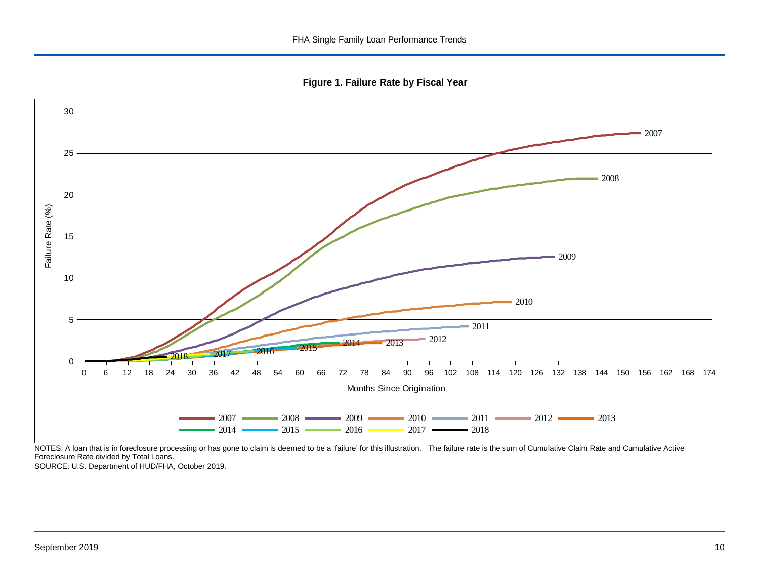**Figure 1. Failure Rate by Fiscal Year**

Failure Rate (%)

30
25
20
15
10
5
0

0 6 12 18 24 30 36 42 48 54 60 66 72 78 84 90 96 102 108 114 120 126 132 138 144 150 156 162 168 174

Months Since Origination

2007
2008
2009
2010
2011
2012
2013
2014
2015
2016
2017
2018

NOTES: A loan that is in foreclosure processing or has gone to claim is deemed to be a 'failure' for this illustration. The failure rate is the sum of Cumulative Claim Rate and Cumulative Active Foreclosure Rate divided by Total Loans.

SOURCE: U.S. Department of HUD/FHA, October 2019.